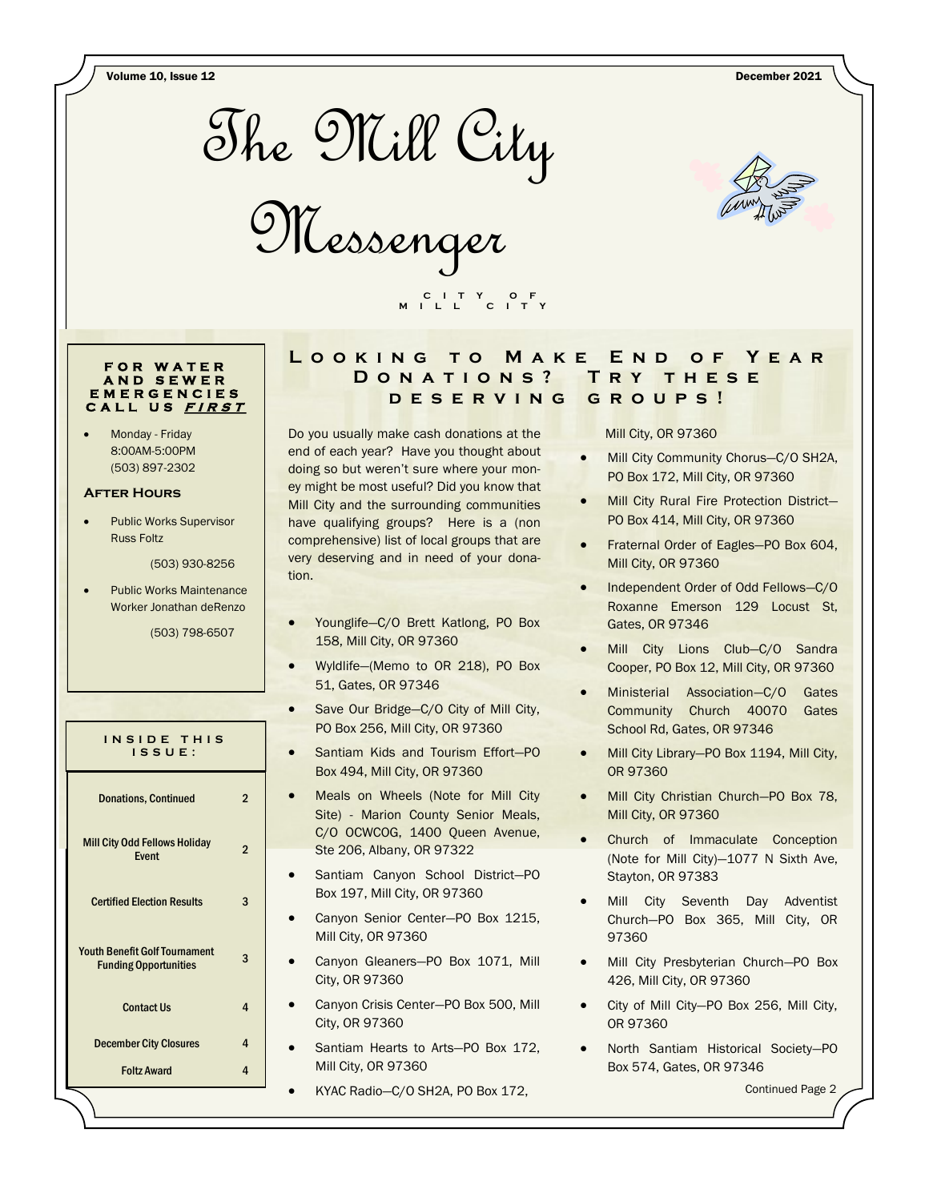# The Mill City Messenger

City of Mill City

### For Water and Sewer Emergencies Call Us ***First***

- Monday - Friday 8:00AM-5:00PM (503) 897-2302

#### After Hours

- Public Works Supervisor Russ Foltz

  (503) 930-8256

- Public Works Maintenance Worker Jonathan deRenzo

  (503) 798-6507

### Inside This Issue:

| | |
|---|---|
| Donations, Continued | 2 |
| Mill City Odd Fellows Holiday Event | 2 |
| Certified Election Results | 3 |
| Youth Benefit Golf Tournament Funding Opportunities | 3 |
| Contact Us | 4 |
| December City Closures | 4 |
| Foltz Award | 4 |

## Looking to Make End of Year Donations? Try these deserving groups!

Do you usually make cash donations at the end of each year? Have you thought about doing so but weren't sure where your money might be most useful? Did you know that Mill City and the surrounding communities have qualifying groups? Here is a (non comprehensive) list of local groups that are very deserving and in need of your donation.

- Younglife—C/O Brett Katlong, PO Box 158, Mill City, OR 97360
- Wyldlife—(Memo to OR 218), PO Box 51, Gates, OR 97346
- Save Our Bridge—C/O City of Mill City, PO Box 256, Mill City, OR 97360
- Santiam Kids and Tourism Effort—PO Box 494, Mill City, OR 97360
- Meals on Wheels (Note for Mill City Site) - Marion County Senior Meals, C/O OCWCOG, 1400 Queen Avenue, Ste 206, Albany, OR 97322
- Santiam Canyon School District—PO Box 197, Mill City, OR 97360
- Canyon Senior Center—PO Box 1215, Mill City, OR 97360
- Canyon Gleaners—PO Box 1071, Mill City, OR 97360
- Canyon Crisis Center—PO Box 500, Mill City, OR 97360
- Santiam Hearts to Arts—PO Box 172, Mill City, OR 97360
- KYAC Radio—C/O SH2A, PO Box 172, Mill City, OR 97360
- Mill City Community Chorus—C/O SH2A, PO Box 172, Mill City, OR 97360
- Mill City Rural Fire Protection District—PO Box 414, Mill City, OR 97360
- Fraternal Order of Eagles—PO Box 604, Mill City, OR 97360
- Independent Order of Odd Fellows—C/O Roxanne Emerson 129 Locust St, Gates, OR 97346
- Mill City Lions Club—C/O Sandra Cooper, PO Box 12, Mill City, OR 97360
- Ministerial Association—C/O Gates Community Church 40070 Gates School Rd, Gates, OR 97346
- Mill City Library—PO Box 1194, Mill City, OR 97360
- Mill City Christian Church—PO Box 78, Mill City, OR 97360
- Church of Immaculate Conception (Note for Mill City)—1077 N Sixth Ave, Stayton, OR 97383
- Mill City Seventh Day Adventist Church—PO Box 365, Mill City, OR 97360
- Mill City Presbyterian Church—PO Box 426, Mill City, OR 97360
- City of Mill City—PO Box 256, Mill City, OR 97360
- North Santiam Historical Society—PO Box 574, Gates, OR 97346

Continued Page 2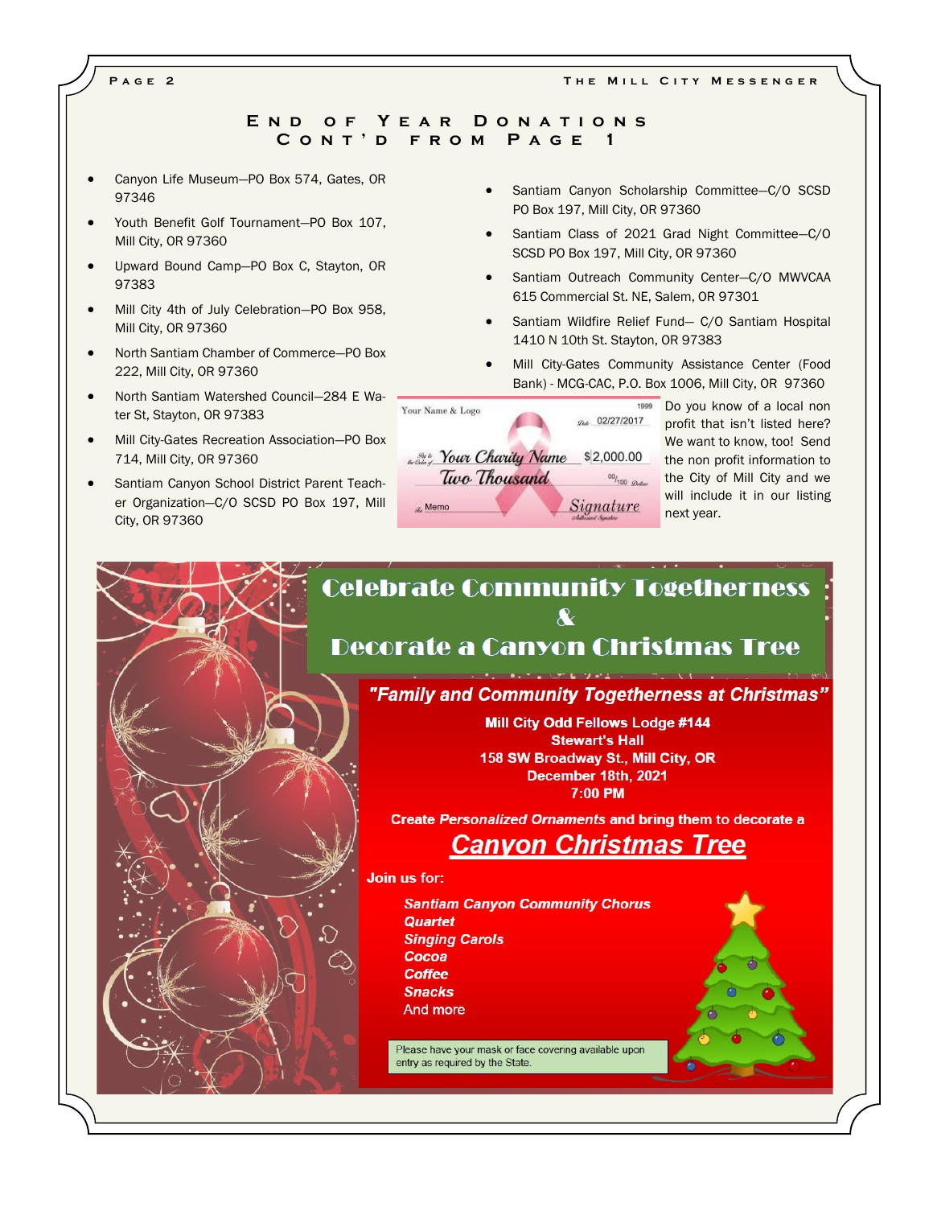## End of Year Donations Cont'd from Page 1

- Canyon Life Museum—PO Box 574, Gates, OR 97346
- Youth Benefit Golf Tournament—PO Box 107, Mill City, OR 97360
- Upward Bound Camp—PO Box C, Stayton, OR 97383
- Mill City 4th of July Celebration—PO Box 958, Mill City, OR 97360
- North Santiam Chamber of Commerce—PO Box 222, Mill City, OR 97360
- North Santiam Watershed Council—284 E Water St, Stayton, OR 97383
- Mill City-Gates Recreation Association—PO Box 714, Mill City, OR 97360
- Santiam Canyon School District Parent Teacher Organization—C/O SCSD PO Box 197, Mill City, OR 97360
- Santiam Canyon Scholarship Committee—C/O SCSD PO Box 197, Mill City, OR 97360
- Santiam Class of 2021 Grad Night Committee—C/O SCSD PO Box 197, Mill City, OR 97360
- Santiam Outreach Community Center—C/O MWVCAA 615 Commercial St. NE, Salem, OR 97301
- Santiam Wildfire Relief Fund— C/O Santiam Hospital 1410 N 10th St. Stayton, OR 97383
- Mill City-Gates Community Assistance Center (Food Bank) - MCG-CAC, P.O. Box 1006, Mill City, OR 97360

Do you know of a local non profit that isn't listed here? We want to know, too! Send the non profit information to the City of Mill City and we will include it in our listing next year.

# Celebrate Community Togetherness & Decorate a Canyon Christmas Tree

***"Family and Community Togetherness at Christmas"***

**Mill City Odd Fellows Lodge #144**
**Stewart's Hall**
**158 SW Broadway St., Mill City, OR**
**December 18th, 2021**
**7:00 PM**

**Create *Personalized Ornaments* and bring them to decorate a**

***Canyon Christmas Tree***

**Join us for:**

***Santiam Canyon Community Chorus***
***Quartet***
***Singing Carols***
***Cocoa***
***Coffee***
***Snacks***
And more

Please have your mask or face covering available upon entry as required by the State.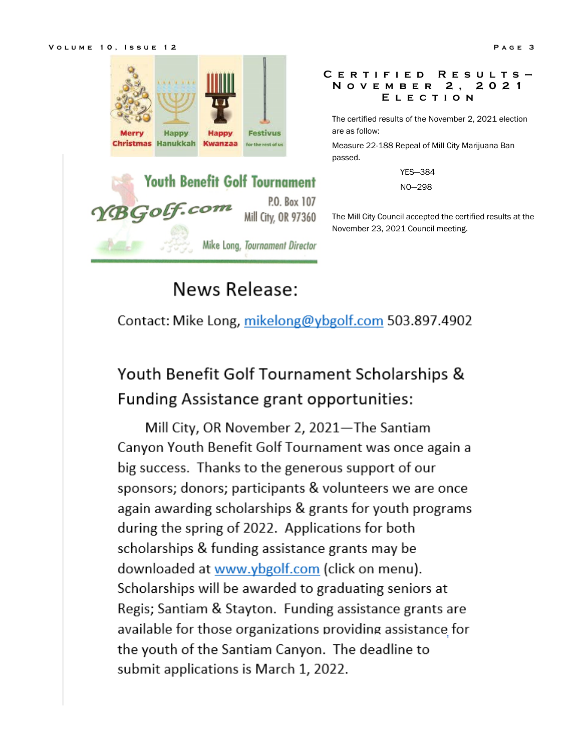Merry Christmas Happy Hanukkah Happy Kwanzaa Festivus for the rest of us

## Certified Results—November 2, 2021 Election

The certified results of the November 2, 2021 election are as follow:

Measure 22-188 Repeal of Mill City Marijuana Ban passed.

YES—384

NO—298

The Mill City Council accepted the certified results at the November 23, 2021 Council meeting.

**Youth Benefit Golf Tournament**

YBGolf.com

P.O. Box 107
Mill City, OR 97360

Mike Long, *Tournament Director*

# News Release:

Contact: Mike Long, mikelong@ybgolf.com 503.897.4902

## Youth Benefit Golf Tournament Scholarships & Funding Assistance grant opportunities:

Mill City, OR November 2, 2021—The Santiam Canyon Youth Benefit Golf Tournament was once again a big success. Thanks to the generous support of our sponsors; donors; participants & volunteers we are once again awarding scholarships & grants for youth programs during the spring of 2022. Applications for both scholarships & funding assistance grants may be downloaded at www.ybgolf.com (click on menu). Scholarships will be awarded to graduating seniors at Regis; Santiam & Stayton. Funding assistance grants are available for those organizations providing assistance for the youth of the Santiam Canyon. The deadline to submit applications is March 1, 2022.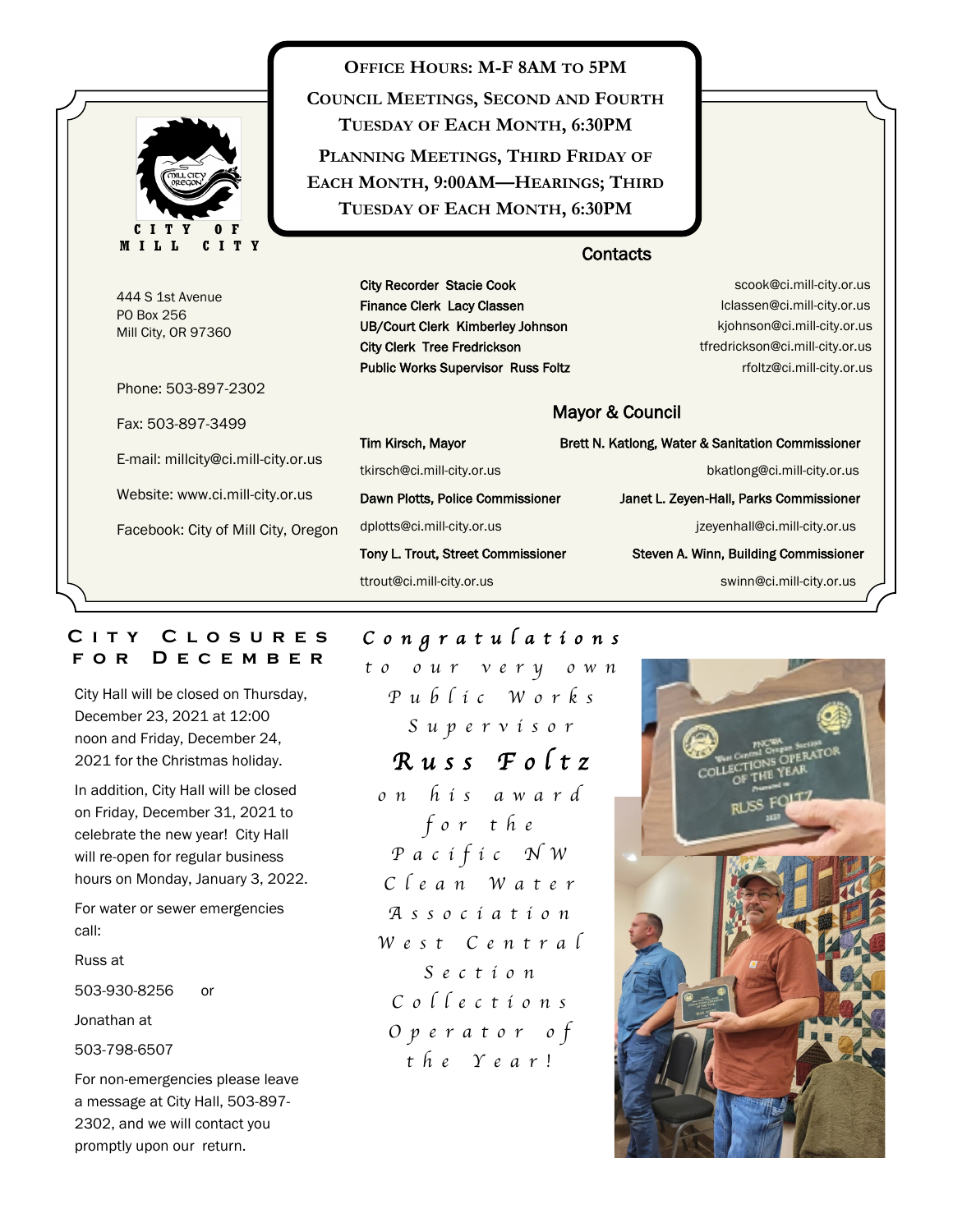**Office Hours: M-F 8AM to 5PM**

**Council Meetings, Second and Fourth Tuesday of Each Month, 6:30PM**

**Planning Meetings, Third Friday of Each Month, 9:00AM—Hearings; Third Tuesday of Each Month, 6:30PM**

CITY OF MILL CITY

444 S 1st Avenue
PO Box 256
Mill City, OR 97360

Phone: 503-897-2302

Fax: 503-897-3499

E-mail: millcity@ci.mill-city.or.us

Website: www.ci.mill-city.or.us

Facebook: City of Mill City, Oregon

## Contacts

| | |
|---|---|
| **City Recorder Stacie Cook** | scook@ci.mill-city.or.us |
| **Finance Clerk Lacy Classen** | lclassen@ci.mill-city.or.us |
| **UB/Court Clerk Kimberley Johnson** | kjohnson@ci.mill-city.or.us |
| **City Clerk Tree Fredrickson** | tfredrickson@ci.mill-city.or.us |
| **Public Works Supervisor Russ Foltz** | rfoltz@ci.mill-city.or.us |

## Mayor & Council

| | |
|---|---|
| **Tim Kirsch, Mayor** | **Brett N. Katlong, Water & Sanitation Commissioner** |
| tkirsch@ci.mill-city.or.us | bkatlong@ci.mill-city.or.us |
| **Dawn Plotts, Police Commissioner** | **Janet L. Zeyen-Hall, Parks Commissioner** |
| dplotts@ci.mill-city.or.us | jzeyenhall@ci.mill-city.or.us |
| **Tony L. Trout, Street Commissioner** | **Steven A. Winn, Building Commissioner** |
| ttrout@ci.mill-city.or.us | swinn@ci.mill-city.or.us |

## City Closures for December

City Hall will be closed on Thursday, December 23, 2021 at 12:00 noon and Friday, December 24, 2021 for the Christmas holiday.

In addition, City Hall will be closed on Friday, December 31, 2021 to celebrate the new year! City Hall will re-open for regular business hours on Monday, January 3, 2022.

For water or sewer emergencies call:

Russ at

503-930-8256 or

Jonathan at

503-798-6507

For non-emergencies please leave a message at City Hall, 503-897-2302, and we will contact you promptly upon our return.

## *Congratulations*

*to our very own Public Works Supervisor*

***Russ Foltz***

*on his award for the Pacific NW Clean Water Association West Central Section Collections Operator of the Year!*